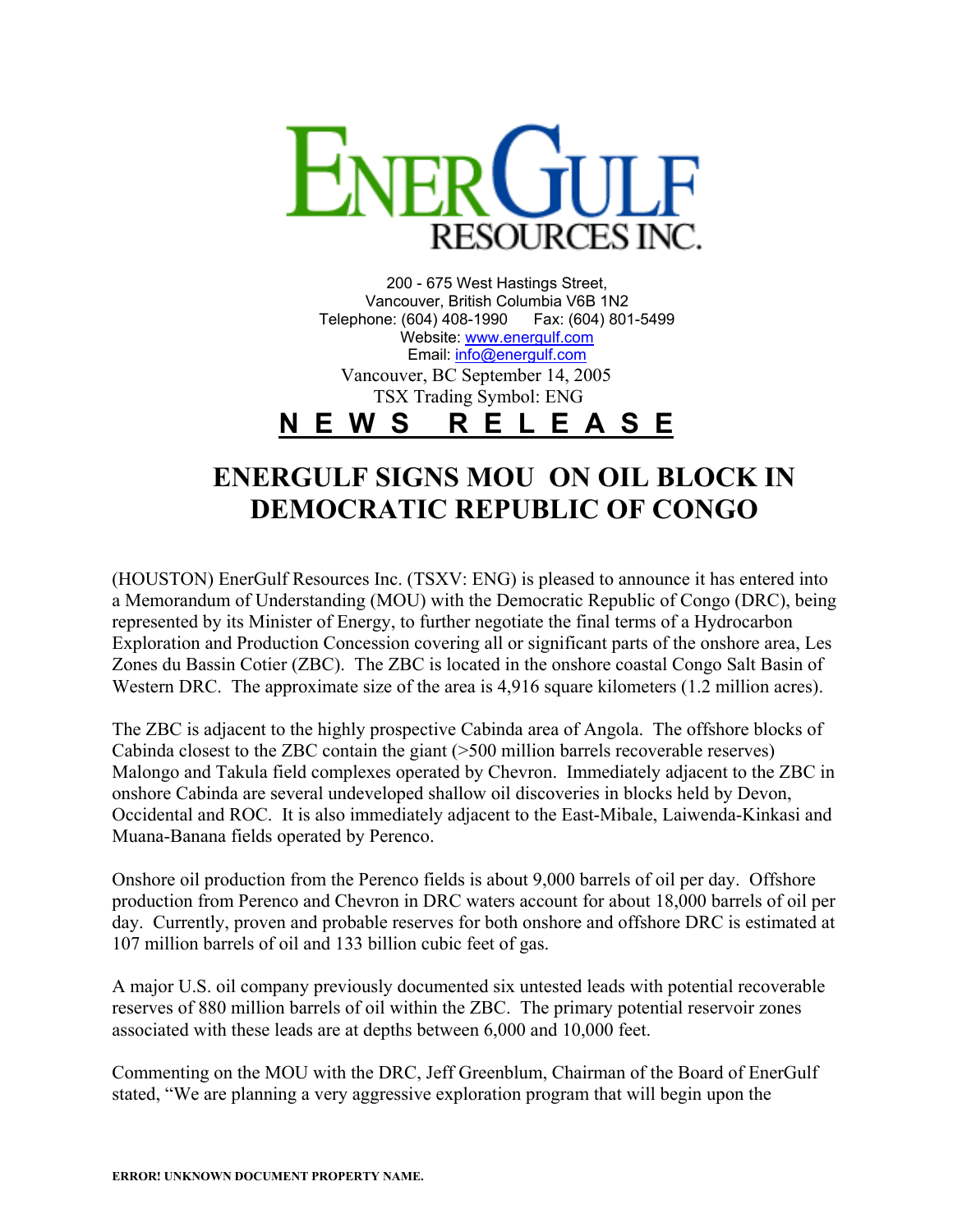# ENERGULF RESOURCES INC.

200 - 675 West Hastings Street,
Vancouver, British Columbia V6B 1N2
Telephone: (604) 408-1990 Fax: (604) 801-5499
Website: www.energulf.com
Email: info@energulf.com

Vancouver, BC September 14, 2005
TSX Trading Symbol: ENG

**N E W S R E L E A S E**

## ENERGULF SIGNS MOU ON OIL BLOCK IN DEMOCRATIC REPUBLIC OF CONGO

(HOUSTON) EnerGulf Resources Inc. (TSXV: ENG) is pleased to announce it has entered into a Memorandum of Understanding (MOU) with the Democratic Republic of Congo (DRC), being represented by its Minister of Energy, to further negotiate the final terms of a Hydrocarbon Exploration and Production Concession covering all or significant parts of the onshore area, Les Zones du Bassin Cotier (ZBC). The ZBC is located in the onshore coastal Congo Salt Basin of Western DRC. The approximate size of the area is 4,916 square kilometers (1.2 million acres).

The ZBC is adjacent to the highly prospective Cabinda area of Angola. The offshore blocks of Cabinda closest to the ZBC contain the giant (>500 million barrels recoverable reserves) Malongo and Takula field complexes operated by Chevron. Immediately adjacent to the ZBC in onshore Cabinda are several undeveloped shallow oil discoveries in blocks held by Devon, Occidental and ROC. It is also immediately adjacent to the East-Mibale, Laiwenda-Kinkasi and Muana-Banana fields operated by Perenco.

Onshore oil production from the Perenco fields is about 9,000 barrels of oil per day. Offshore production from Perenco and Chevron in DRC waters account for about 18,000 barrels of oil per day. Currently, proven and probable reserves for both onshore and offshore DRC is estimated at 107 million barrels of oil and 133 billion cubic feet of gas.

A major U.S. oil company previously documented six untested leads with potential recoverable reserves of 880 million barrels of oil within the ZBC. The primary potential reservoir zones associated with these leads are at depths between 6,000 and 10,000 feet.

Commenting on the MOU with the DRC, Jeff Greenblum, Chairman of the Board of EnerGulf stated, "We are planning a very aggressive exploration program that will begin upon the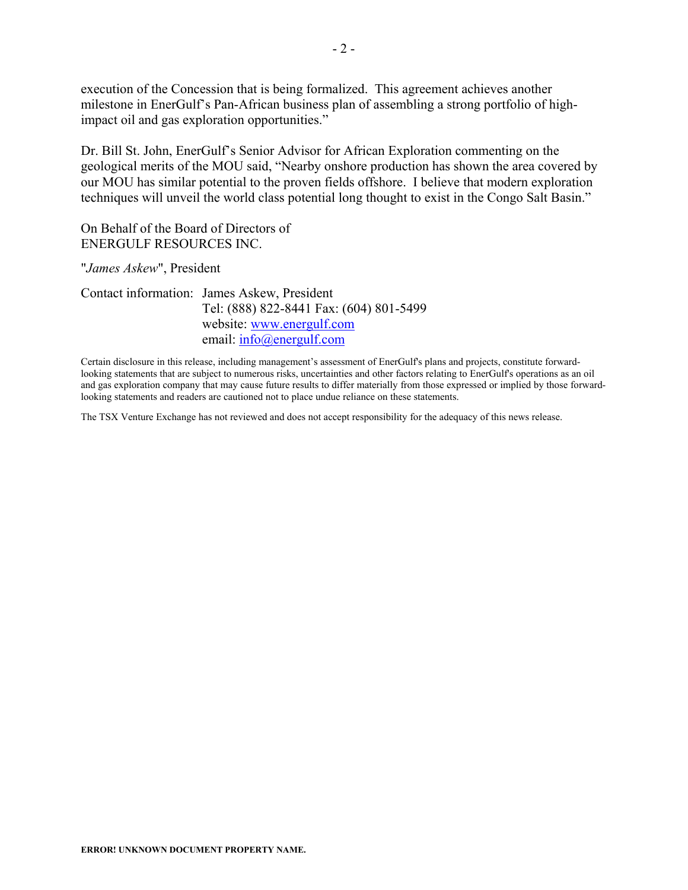execution of the Concession that is being formalized. This agreement achieves another milestone in EnerGulf's Pan-African business plan of assembling a strong portfolio of high-impact oil and gas exploration opportunities."

Dr. Bill St. John, EnerGulf's Senior Advisor for African Exploration commenting on the geological merits of the MOU said, "Nearby onshore production has shown the area covered by our MOU has similar potential to the proven fields offshore. I believe that modern exploration techniques will unveil the world class potential long thought to exist in the Congo Salt Basin."

On Behalf of the Board of Directors of
ENERGULF RESOURCES INC.

"*James Askew*", President

Contact information: James Askew, President
Tel: (888) 822-8441 Fax: (604) 801-5499
website: www.energulf.com
email: info@energulf.com

Certain disclosure in this release, including management's assessment of EnerGulf's plans and projects, constitute forward-looking statements that are subject to numerous risks, uncertainties and other factors relating to EnerGulf's operations as an oil and gas exploration company that may cause future results to differ materially from those expressed or implied by those forward-looking statements and readers are cautioned not to place undue reliance on these statements.

The TSX Venture Exchange has not reviewed and does not accept responsibility for the adequacy of this news release.

**ERROR! UNKNOWN DOCUMENT PROPERTY NAME.**